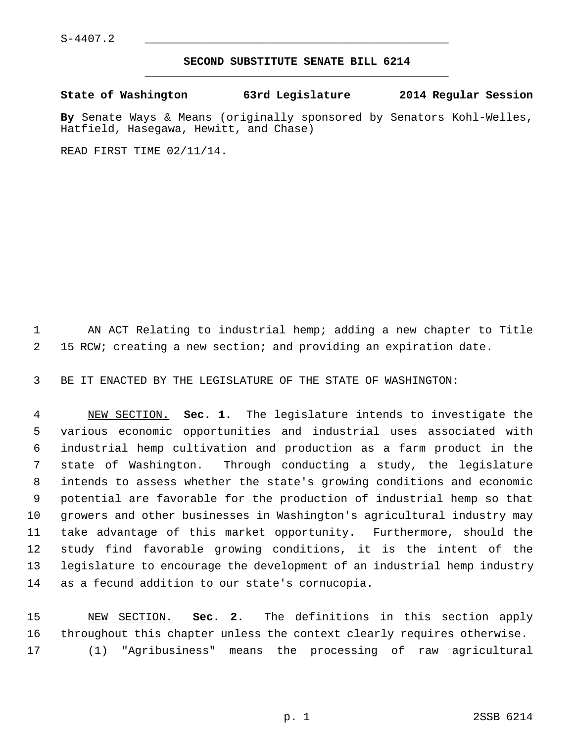S-4407.2

## SECOND SUBSTITUTE SENATE BILL 6214

**State of Washington 63rd Legislature 2014 Regular Session**

**By** Senate Ways & Means (originally sponsored by Senators Kohl-Welles, Hatfield, Hasegawa, Hewitt, and Chase)

READ FIRST TIME 02/11/14.

AN ACT Relating to industrial hemp; adding a new chapter to Title 15 RCW; creating a new section; and providing an expiration date.

BE IT ENACTED BY THE LEGISLATURE OF THE STATE OF WASHINGTON:

NEW SECTION. **Sec. 1.** The legislature intends to investigate the various economic opportunities and industrial uses associated with industrial hemp cultivation and production as a farm product in the state of Washington. Through conducting a study, the legislature intends to assess whether the state's growing conditions and economic potential are favorable for the production of industrial hemp so that growers and other businesses in Washington's agricultural industry may take advantage of this market opportunity. Furthermore, should the study find favorable growing conditions, it is the intent of the legislature to encourage the development of an industrial hemp industry as a fecund addition to our state's cornucopia.

NEW SECTION. **Sec. 2.** The definitions in this section apply throughout this chapter unless the context clearly requires otherwise.

(1) "Agribusiness" means the processing of raw agricultural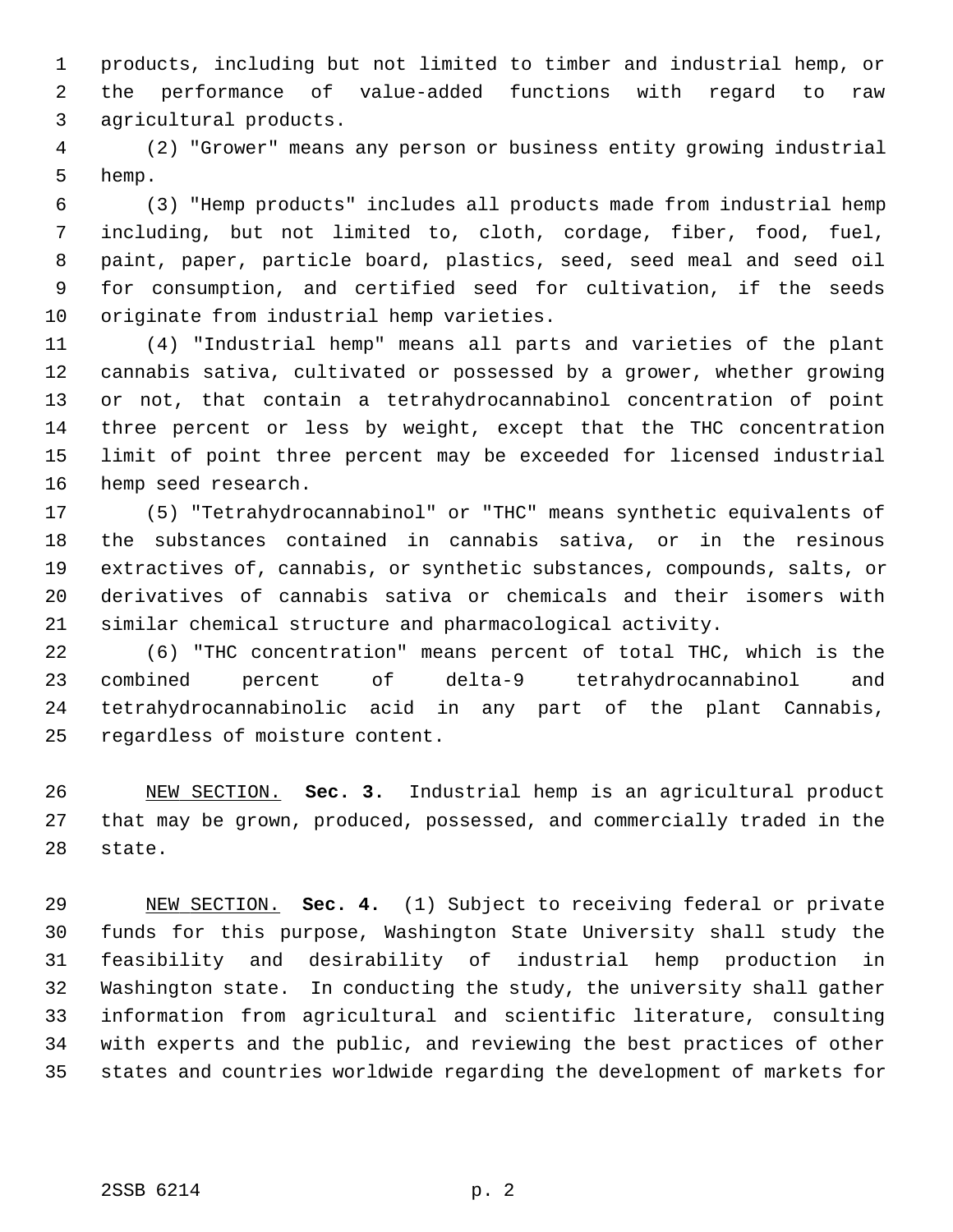products, including but not limited to timber and industrial hemp, or the performance of value-added functions with regard to raw agricultural products.

(2) "Grower" means any person or business entity growing industrial hemp.

(3) "Hemp products" includes all products made from industrial hemp including, but not limited to, cloth, cordage, fiber, food, fuel, paint, paper, particle board, plastics, seed, seed meal and seed oil for consumption, and certified seed for cultivation, if the seeds originate from industrial hemp varieties.

(4) "Industrial hemp" means all parts and varieties of the plant cannabis sativa, cultivated or possessed by a grower, whether growing or not, that contain a tetrahydrocannabinol concentration of point three percent or less by weight, except that the THC concentration limit of point three percent may be exceeded for licensed industrial hemp seed research.

(5) "Tetrahydrocannabinol" or "THC" means synthetic equivalents of the substances contained in cannabis sativa, or in the resinous extractives of, cannabis, or synthetic substances, compounds, salts, or derivatives of cannabis sativa or chemicals and their isomers with similar chemical structure and pharmacological activity.

(6) "THC concentration" means percent of total THC, which is the combined percent of delta-9 tetrahydrocannabinol and tetrahydrocannabinolic acid in any part of the plant Cannabis, regardless of moisture content.

NEW SECTION. **Sec. 3.** Industrial hemp is an agricultural product that may be grown, produced, possessed, and commercially traded in the state.

NEW SECTION. **Sec. 4.** (1) Subject to receiving federal or private funds for this purpose, Washington State University shall study the feasibility and desirability of industrial hemp production in Washington state. In conducting the study, the university shall gather information from agricultural and scientific literature, consulting with experts and the public, and reviewing the best practices of other states and countries worldwide regarding the development of markets for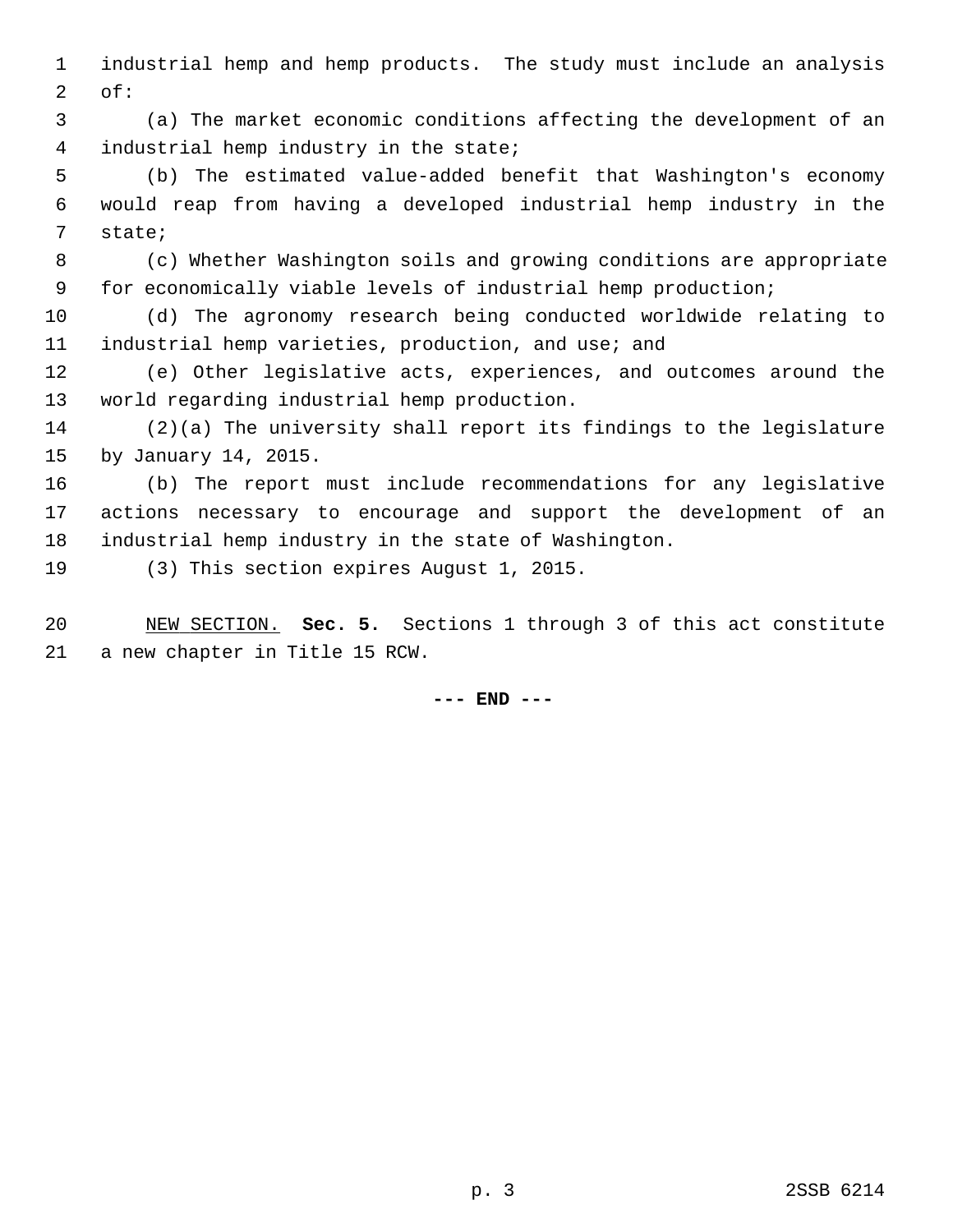industrial hemp and hemp products. The study must include an analysis of:

(a) The market economic conditions affecting the development of an industrial hemp industry in the state;

(b) The estimated value-added benefit that Washington's economy would reap from having a developed industrial hemp industry in the state;

(c) Whether Washington soils and growing conditions are appropriate for economically viable levels of industrial hemp production;

(d) The agronomy research being conducted worldwide relating to industrial hemp varieties, production, and use; and

(e) Other legislative acts, experiences, and outcomes around the world regarding industrial hemp production.

(2)(a) The university shall report its findings to the legislature by January 14, 2015.

(b) The report must include recommendations for any legislative actions necessary to encourage and support the development of an industrial hemp industry in the state of Washington.

(3) This section expires August 1, 2015.

NEW SECTION. **Sec. 5.** Sections 1 through 3 of this act constitute a new chapter in Title 15 RCW.

**--- END ---**